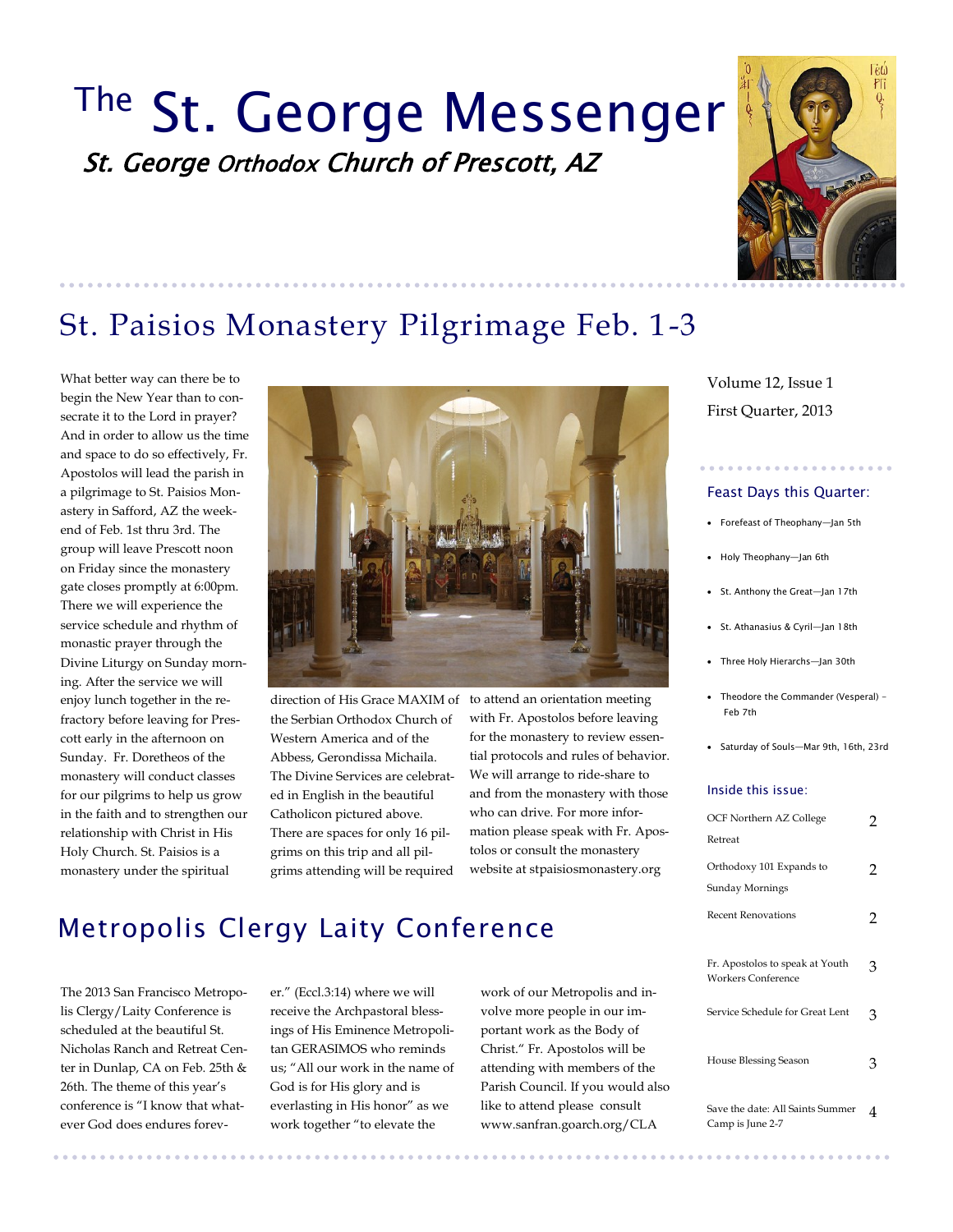# The St. George Messenger

*St. George Orthodox Church of Prescott, AZ*

Volume 12, Issue 1

First Quarter, 2013

## St. Paisios Monastery Pilgrimage Feb. 1-3

What better way can there be to begin the New Year than to consecrate it to the Lord in prayer? And in order to allow us the time and space to do so effectively, Fr. Apostolos will lead the parish in a pilgrimage to St. Paisios Monastery in Safford, AZ the weekend of Feb. 1st thru 3rd. The group will leave Prescott noon on Friday since the monastery gate closes promptly at 6:00pm. There we will experience the service schedule and rhythm of monastic prayer through the Divine Liturgy on Sunday morning. After the service we will enjoy lunch together in the refractory before leaving for Prescott early in the afternoon on Sunday. Fr. Doretheos of the monastery will conduct classes for our pilgrims to help us grow in the faith and to strengthen our relationship with Christ in His Holy Church. St. Paisios is a monastery under the spiritual direction of His Grace MAXIM of the Serbian Orthodox Church of Western America and of the Abbess, Gerondissa Michaila. The Divine Services are celebrated in English in the beautiful Catholicon pictured above. There are spaces for only 16 pilgrims on this trip and all pilgrims attending will be required to attend an orientation meeting with Fr. Apostolos before leaving for the monastery to review essential protocols and rules of behavior. We will arrange to ride-share to and from the monastery with those who can drive. For more information please speak with Fr. Apostolos or consult the monastery website at stpaisiosmonastery.org

## Metropolis Clergy Laity Conference

The 2013 San Francisco Metropolis Clergy/Laity Conference is scheduled at the beautiful St. Nicholas Ranch and Retreat Center in Dunlap, CA on Feb. 25th & 26th. The theme of this year's conference is "I know that whatever God does endures forever." (Eccl.3:14) where we will receive the Archpastoral blessings of His Eminence Metropolitan GERASIMOS who reminds us; "All our work in the name of God is for His glory and is everlasting in His honor" as we work together "to elevate the work of our Metropolis and involve more people in our important work as the Body of Christ." Fr. Apostolos will be attending with members of the Parish Council. If you would also like to attend please consult www.sanfran.goarch.org/CLA

### Feast Days this Quarter:

- Forefeast of Theophany—Jan 5th
- Holy Theophany—Jan 6th
- St. Anthony the Great—Jan 17th
- St. Athanasius & Cyril—Jan 18th
- Three Holy Hierarchs—Jan 30th
- Theodore the Commander (Vesperal) - Feb 7th
- Saturday of Souls—Mar 9th, 16th, 23rd

### Inside this issue:

| | |
|---|---|
| OCF Northern AZ College Retreat | 2 |
| Orthodoxy 101 Expands to Sunday Mornings | 2 |
| Recent Renovations | 2 |
| Fr. Apostolos to speak at Youth Workers Conference | 3 |
| Service Schedule for Great Lent | 3 |
| House Blessing Season | 3 |
| Save the date: All Saints Summer Camp is June 2-7 | 4 |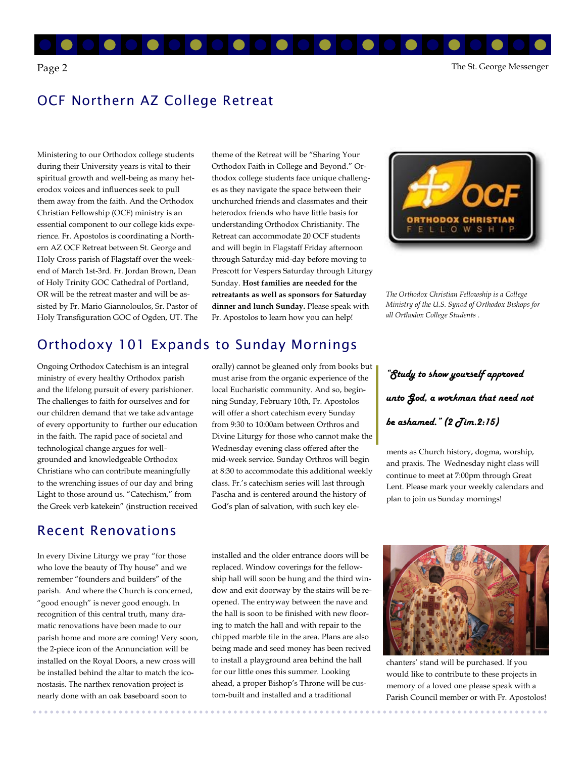## OCF Northern AZ College Retreat

Ministering to our Orthodox college students during their University years is vital to their spiritual growth and well-being as many heterodox voices and influences seek to pull them away from the faith. And the Orthodox Christian Fellowship (OCF) ministry is an essential component to our college kids experience. Fr. Apostolos is coordinating a Northern AZ OCF Retreat between St. George and Holy Cross parish of Flagstaff over the weekend of March 1st-3rd. Fr. Jordan Brown, Dean of Holy Trinity GOC Cathedral of Portland, OR will be the retreat master and will be assisted by Fr. Mario Giannoloulos, Sr. Pastor of Holy Transfiguration GOC of Ogden, UT. The theme of the Retreat will be "Sharing Your Orthodox Faith in College and Beyond." Orthodox college students face unique challenges as they navigate the space between their unchurched friends and classmates and their heterodox friends who have little basis for understanding Orthodox Christianity. The Retreat can accommodate 20 OCF students and will begin in Flagstaff Friday afternoon through Saturday mid-day before moving to Prescott for Vespers Saturday through Liturgy Sunday. **Host families are needed for the retreatants as well as sponsors for Saturday dinner and lunch Sunday.** Please speak with Fr. Apostolos to learn how you can help!

*The Orthodox Christian Fellowship is a College Ministry of the U.S. Synod of Orthodox Bishops for all Orthodox College Students .*

## Orthodoxy 101 Expands to Sunday Mornings

Ongoing Orthodox Catechism is an integral ministry of every healthy Orthodox parish and the lifelong pursuit of every parishioner. The challenges to faith for ourselves and for our children demand that we take advantage of every opportunity to further our education in the faith. The rapid pace of societal and technological change argues for well-grounded and knowledgeable Orthodox Christians who can contribute meaningfully to the wrenching issues of our day and bring Light to those around us. "Catechism," from the Greek verb katekein" (instruction received orally) cannot be gleaned only from books but must arise from the organic experience of the local Eucharistic community. And so, beginning Sunday, February 10th, Fr. Apostolos will offer a short catechism every Sunday from 9:30 to 10:00am between Orthros and Divine Liturgy for those who cannot make the Wednesday evening class offered after the mid-week service. Sunday Orthros will begin at 8:30 to accommodate this additional weekly class. Fr.'s catechism series will last through Pascha and is centered around the history of God's plan of salvation, with such key elements as Church history, dogma, worship, and praxis. The Wednesday night class will continue to meet at 7:00pm through Great Lent. Please mark your weekly calendars and plan to join us Sunday mornings!

> *"Study to show yourself approved unto God, a workman that need not be ashamed." (2 Tim.2:15)*

## Recent Renovations

In every Divine Liturgy we pray "for those who love the beauty of Thy house" and we remember "founders and builders" of the parish. And where the Church is concerned, "good enough" is never good enough. In recognition of this central truth, many dramatic renovations have been made to our parish home and more are coming! Very soon, the 2-piece icon of the Annunciation will be installed on the Royal Doors, a new cross will be installed behind the altar to match the iconostasis. The narthex renovation project is nearly done with an oak baseboard soon to installed and the older entrance doors will be replaced. Window coverings for the fellowship hall will soon be hung and the third window and exit doorway by the stairs will be reopened. The entryway between the nave and the hall is soon to be finished with new flooring to match the hall and with repair to the chipped marble tile in the area. Plans are also being made and seed money has been recived to install a playground area behind the hall for our little ones this summer. Looking ahead, a proper Bishop's Throne will be custom-built and installed and a traditional chanters' stand will be purchased. If you would like to contribute to these projects in memory of a loved one please speak with a Parish Council member or with Fr. Apostolos!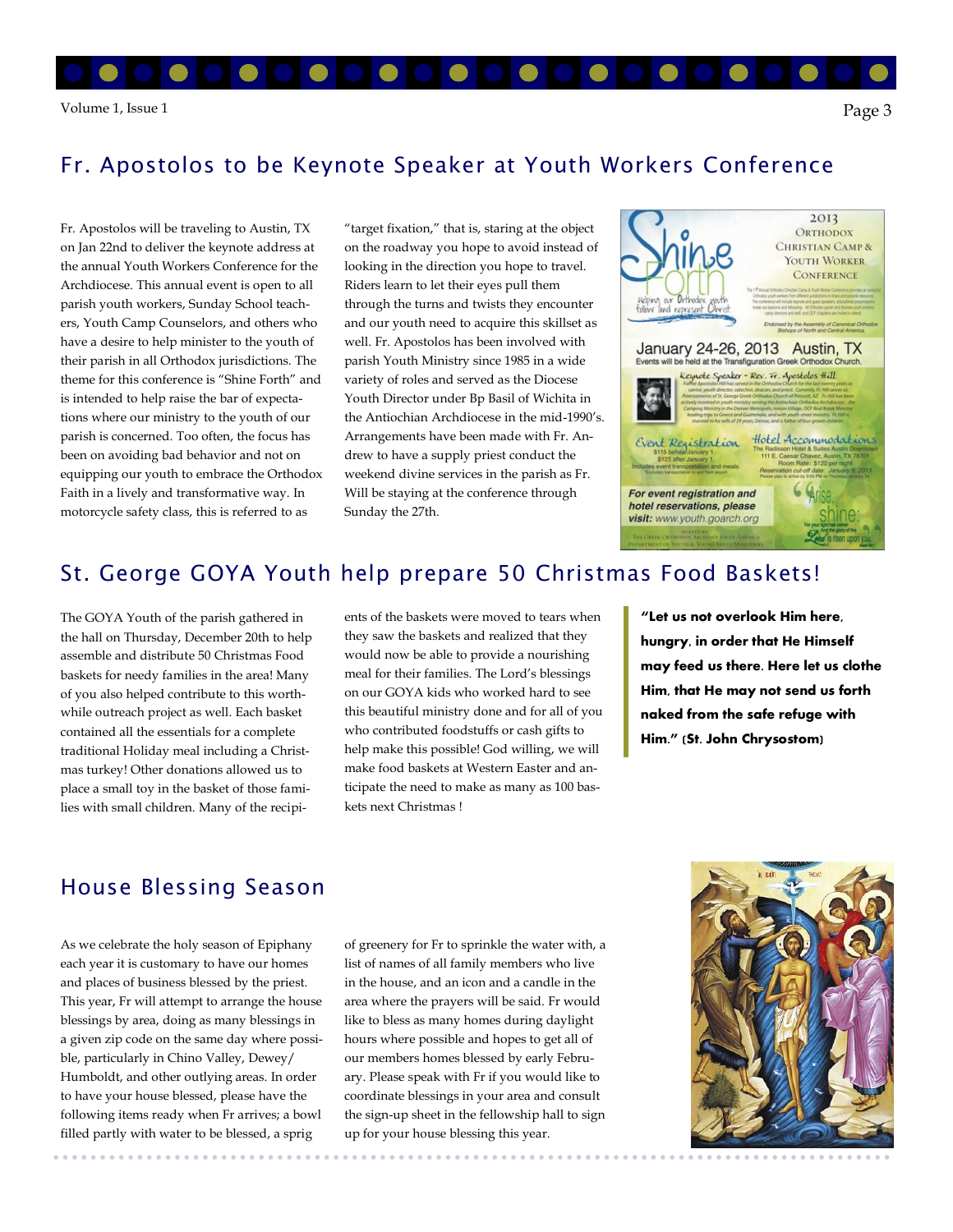## Fr. Apostolos to be Keynote Speaker at Youth Workers Conference

Fr. Apostolos will be traveling to Austin, TX on Jan 22nd to deliver the keynote address at the annual Youth Workers Conference for the Archdiocese. This annual event is open to all parish youth workers, Sunday School teachers, Youth Camp Counselors, and others who have a desire to help minister to the youth of their parish in all Orthodox jurisdictions. The theme for this conference is "Shine Forth" and is intended to help raise the bar of expectations where our ministry to the youth of our parish is concerned. Too often, the focus has been on avoiding bad behavior and not on equipping our youth to embrace the Orthodox Faith in a lively and transformative way. In motorcycle safety class, this is referred to as "target fixation," that is, staring at the object on the roadway you hope to avoid instead of looking in the direction you hope to travel. Riders learn to let their eyes pull them through the turns and twists they encounter and our youth need to acquire this skillset as well. Fr. Apostolos has been involved with parish Youth Ministry since 1985 in a wide variety of roles and served as the Diocese Youth Director under Bp Basil of Wichita in the Antiochian Archdiocese in the mid-1990's. Arrangements have been made with Fr. Andrew to have a supply priest conduct the weekend divine services in the parish as Fr. Will be staying at the conference through Sunday the 27th.

## St. George GOYA Youth help prepare 50 Christmas Food Baskets!

The GOYA Youth of the parish gathered in the hall on Thursday, December 20th to help assemble and distribute 50 Christmas Food baskets for needy families in the area! Many of you also helped contribute to this worthwhile outreach project as well. Each basket contained all the essentials for a complete traditional Holiday meal including a Christmas turkey! Other donations allowed us to place a small toy in the basket of those families with small children. Many of the recipients of the baskets were moved to tears when they saw the baskets and realized that they would now be able to provide a nourishing meal for their families. The Lord's blessings on our GOYA kids who worked hard to see this beautiful ministry done and for all of you who contributed foodstuffs or cash gifts to help make this possible! God willing, we will make food baskets at Western Easter and anticipate the need to make as many as 100 baskets next Christmas !

> **"Let us not overlook Him here, hungry, in order that He Himself may feed us there. Here let us clothe Him, that He may not send us forth naked from the safe refuge with Him." (St. John Chrysostom)**

## House Blessing Season

As we celebrate the holy season of Epiphany each year it is customary to have our homes and places of business blessed by the priest. This year, Fr will attempt to arrange the house blessings by area, doing as many blessings in a given zip code on the same day where possible, particularly in Chino Valley, Dewey/Humboldt, and other outlying areas. In order to have your house blessed, please have the following items ready when Fr arrives; a bowl filled partly with water to be blessed, a sprig of greenery for Fr to sprinkle the water with, a list of names of all family members who live in the house, and an icon and a candle in the area where the prayers will be said. Fr would like to bless as many homes during daylight hours where possible and hopes to get all of our members homes blessed by early February. Please speak with Fr if you would like to coordinate blessings in your area and consult the sign-up sheet in the fellowship hall to sign up for your house blessing this year.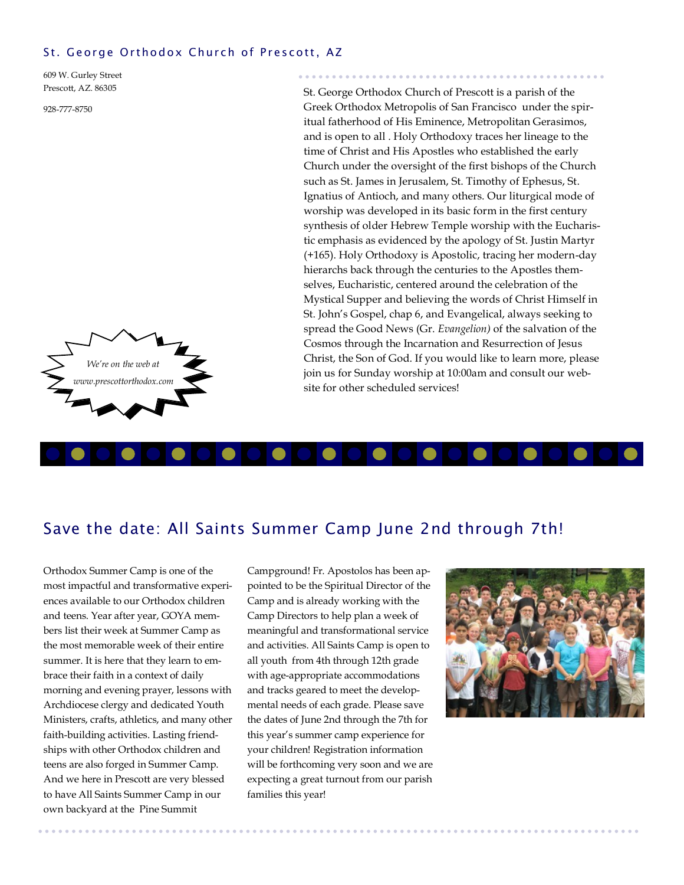## St. George Orthodox Church of Prescott, AZ

609 W. Gurley Street
Prescott, AZ. 86305

928-777-8750

*We're on the web at*
*www.prescottorthodox.com*

St. George Orthodox Church of Prescott is a parish of the Greek Orthodox Metropolis of San Francisco under the spiritual fatherhood of His Eminence, Metropolitan Gerasimos, and is open to all . Holy Orthodoxy traces her lineage to the time of Christ and His Apostles who established the early Church under the oversight of the first bishops of the Church such as St. James in Jerusalem, St. Timothy of Ephesus, St. Ignatius of Antioch, and many others. Our liturgical mode of worship was developed in its basic form in the first century synthesis of older Hebrew Temple worship with the Eucharistic emphasis as evidenced by the apology of St. Justin Martyr (+165). Holy Orthodoxy is Apostolic, tracing her modern-day hierarchs back through the centuries to the Apostles themselves, Eucharistic, centered around the celebration of the Mystical Supper and believing the words of Christ Himself in St. John's Gospel, chap 6, and Evangelical, always seeking to spread the Good News (Gr. *Evangelion)* of the salvation of the Cosmos through the Incarnation and Resurrection of Jesus Christ, the Son of God. If you would like to learn more, please join us for Sunday worship at 10:00am and consult our website for other scheduled services!

## Save the date: All Saints Summer Camp June 2nd through 7th!

Orthodox Summer Camp is one of the most impactful and transformative experiences available to our Orthodox children and teens. Year after year, GOYA members list their week at Summer Camp as the most memorable week of their entire summer. It is here that they learn to embrace their faith in a context of daily morning and evening prayer, lessons with Archdiocese clergy and dedicated Youth Ministers, crafts, athletics, and many other faith-building activities. Lasting friendships with other Orthodox children and teens are also forged in Summer Camp. And we here in Prescott are very blessed to have All Saints Summer Camp in our own backyard at the Pine Summit Campground! Fr. Apostolos has been appointed to be the Spiritual Director of the Camp and is already working with the Camp Directors to help plan a week of meaningful and transformational service and activities. All Saints Camp is open to all youth from 4th through 12th grade with age-appropriate accommodations and tracks geared to meet the developmental needs of each grade. Please save the dates of June 2nd through the 7th for this year's summer camp experience for your children! Registration information will be forthcoming very soon and we are expecting a great turnout from our parish families this year!